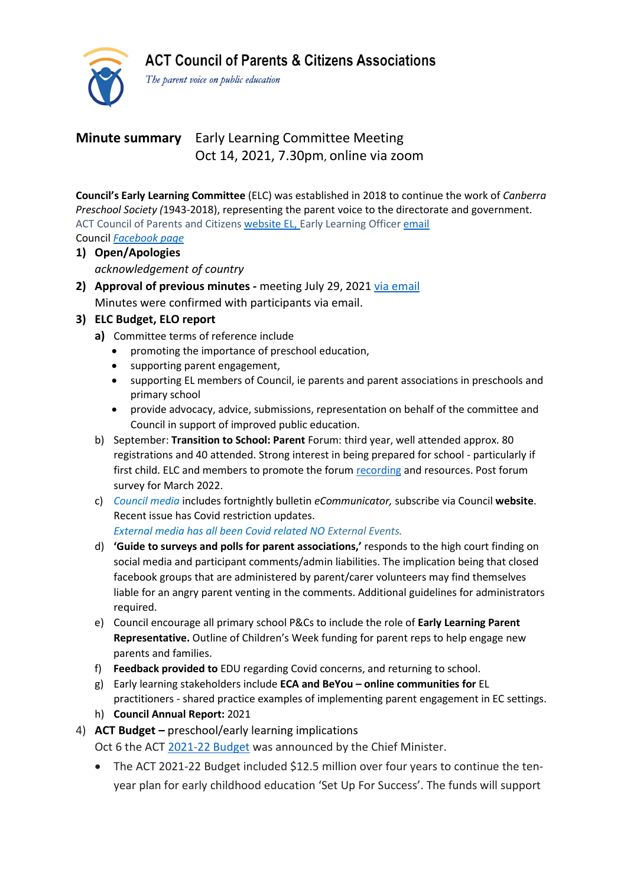**ACT Council of Parents & Citizens Associations**

*The parent voice on public education*

**Minute summary** Early Learning Committee Meeting
Oct 14, 2021, 7.30pm, online via zoom

**Council's Early Learning Committee** (ELC) was established in 2018 to continue the work of *Canberra Preschool Society (*1943-2018), representing the parent voice to the directorate and government.
ACT Council of Parents and Citizens website EL, Early Learning Officer email
Council *Facebook page*

1) **Open/Apologies**
   *acknowledgement of country*
2) **Approval of previous minutes -** meeting July 29, 2021 via email
   Minutes were confirmed with participants via email.
3) **ELC Budget, ELO report**
   a) Committee terms of reference include
      - promoting the importance of preschool education,
      - supporting parent engagement,
      - supporting EL members of Council, ie parents and parent associations in preschools and primary school
      - provide advocacy, advice, submissions, representation on behalf of the committee and Council in support of improved public education.
   b) September: **Transition to School: Parent** Forum: third year, well attended approx. 80 registrations and 40 attended. Strong interest in being prepared for school - particularly if first child. ELC and members to promote the forum recording and resources. Post forum survey for March 2022.
   c) *Council media* includes fortnightly bulletin *eCommunicator,* subscribe via Council **website**. Recent issue has Covid restriction updates.
      *External media has all been Covid related NO External Events.*
   d) **'Guide to surveys and polls for parent associations,'** responds to the high court finding on social media and participant comments/admin liabilities. The implication being that closed facebook groups that are administered by parent/carer volunteers may find themselves liable for an angry parent venting in the comments. Additional guidelines for administrators required.
   e) Council encourage all primary school P&Cs to include the role of **Early Learning Parent Representative.** Outline of Children's Week funding for parent reps to help engage new parents and families.
   f) **Feedback provided to** EDU regarding Covid concerns, and returning to school.
   g) Early learning stakeholders include **ECA and BeYou – online communities for** EL practitioners - shared practice examples of implementing parent engagement in EC settings.
   h) **Council Annual Report:** 2021
4) **ACT Budget –** preschool/early learning implications
   Oct 6 the ACT 2021-22 Budget was announced by the Chief Minister.
   - The ACT 2021-22 Budget included $12.5 million over four years to continue the ten-year plan for early childhood education 'Set Up For Success'. The funds will support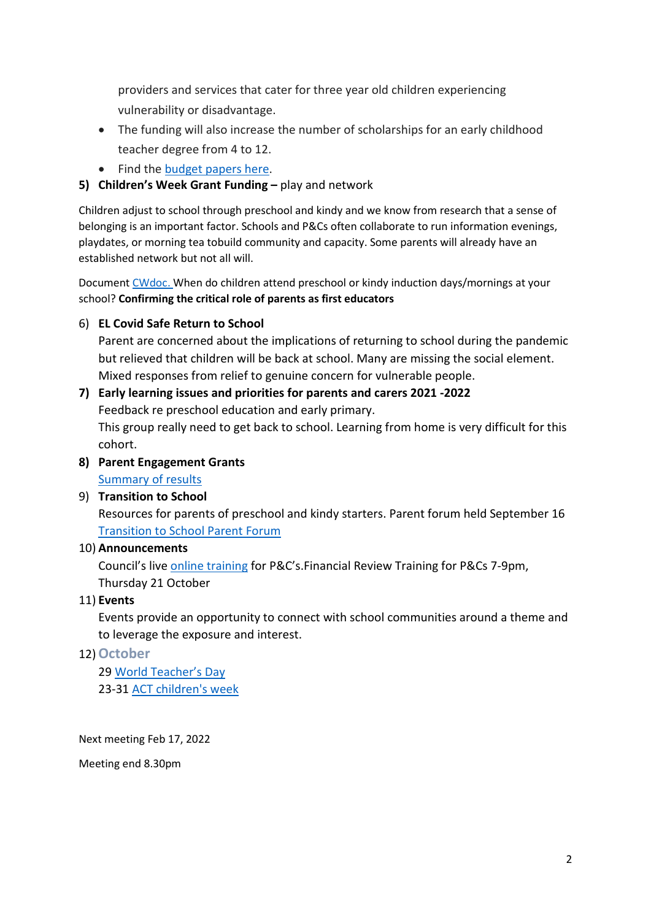providers and services that cater for three year old children experiencing vulnerability or disadvantage.

- The funding will also increase the number of scholarships for an early childhood teacher degree from 4 to 12.
- Find the budget papers here.

**5) Children's Week Grant Funding –** play and network

Children adjust to school through preschool and kindy and we know from research that a sense of belonging is an important factor. Schools and P&Cs often collaborate to run information evenings, playdates, or morning tea tobuild community and capacity. Some parents will already have an established network but not all will.

Document CWdoc. When do children attend preschool or kindy induction days/mornings at your school? **Confirming the critical role of parents as first educators**

6) **EL Covid Safe Return to School**
   Parent are concerned about the implications of returning to school during the pandemic but relieved that children will be back at school. Many are missing the social element. Mixed responses from relief to genuine concern for vulnerable people.
7) **Early learning issues and priorities for parents and carers 2021 -2022**
   Feedback re preschool education and early primary.
   This group really need to get back to school. Learning from home is very difficult for this cohort.
8) **Parent Engagement Grants**
   Summary of results
9) **Transition to School**
   Resources for parents of preschool and kindy starters. Parent forum held September 16
   Transition to School Parent Forum
10) **Announcements**
    Council's live online training for P&C's.Financial Review Training for P&Cs 7-9pm, Thursday 21 October
11) **Events**
    Events provide an opportunity to connect with school communities around a theme and to leverage the exposure and interest.
12) **October**
    29 World Teacher's Day
    23-31 ACT children's week

Next meeting Feb 17, 2022

Meeting end 8.30pm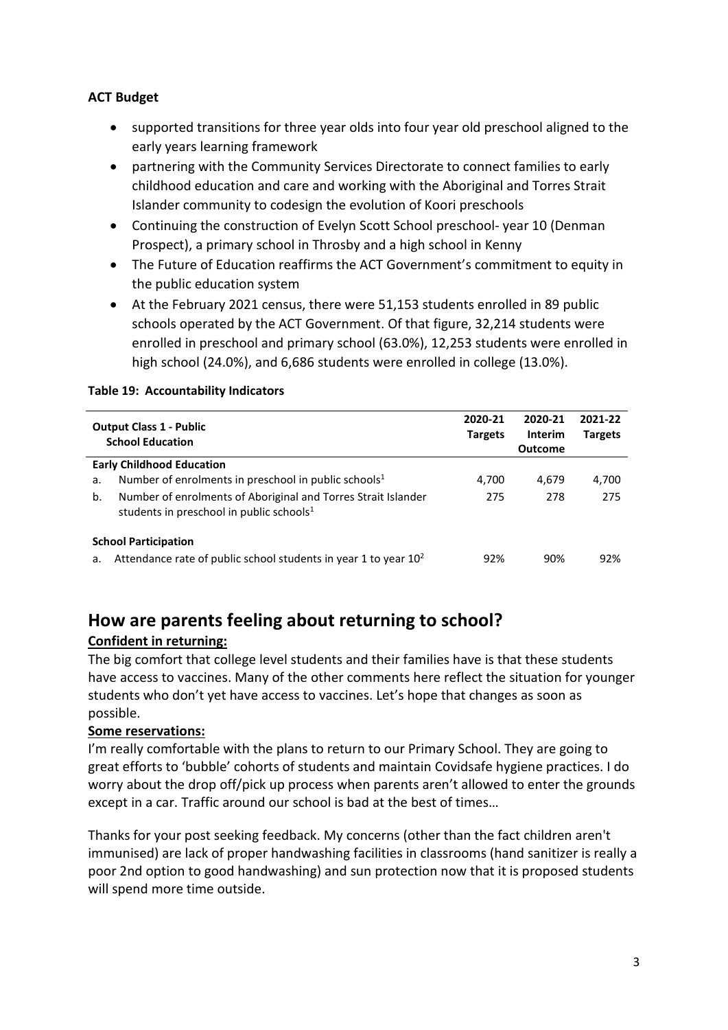**ACT Budget**

- supported transitions for three year olds into four year old preschool aligned to the early years learning framework
- partnering with the Community Services Directorate to connect families to early childhood education and care and working with the Aboriginal and Torres Strait Islander community to codesign the evolution of Koori preschools
- Continuing the construction of Evelyn Scott School preschool- year 10 (Denman Prospect), a primary school in Throsby and a high school in Kenny
- The Future of Education reaffirms the ACT Government's commitment to equity in the public education system
- At the February 2021 census, there were 51,153 students enrolled in 89 public schools operated by the ACT Government. Of that figure, 32,214 students were enrolled in preschool and primary school (63.0%), 12,253 students were enrolled in high school (24.0%), and 6,686 students were enrolled in college (13.0%).

**Table 19: Accountability Indicators**

| Output Class 1 - Public School Education | 2020-21 Targets | 2020-21 Interim Outcome | 2021-22 Targets |
|---|---|---|---|
| **Early Childhood Education** | | | |
| a. Number of enrolments in preschool in public schools[1] | 4,700 | 4,679 | 4,700 |
| b. Number of enrolments of Aboriginal and Torres Strait Islander students in preschool in public schools[1] | 275 | 278 | 275 |
| **School Participation** | | | |
| a. Attendance rate of public school students in year 1 to year 10[2] | 92% | 90% | 92% |

## How are parents feeling about returning to school?

**Confident in returning:**

The big comfort that college level students and their families have is that these students have access to vaccines. Many of the other comments here reflect the situation for younger students who don't yet have access to vaccines. Let's hope that changes as soon as possible.

**Some reservations:**

I'm really comfortable with the plans to return to our Primary School. They are going to great efforts to 'bubble' cohorts of students and maintain Covidsafe hygiene practices. I do worry about the drop off/pick up process when parents aren't allowed to enter the grounds except in a car. Traffic around our school is bad at the best of times…

Thanks for your post seeking feedback. My concerns (other than the fact children aren't immunised) are lack of proper handwashing facilities in classrooms (hand sanitizer is really a poor 2nd option to good handwashing) and sun protection now that it is proposed students will spend more time outside.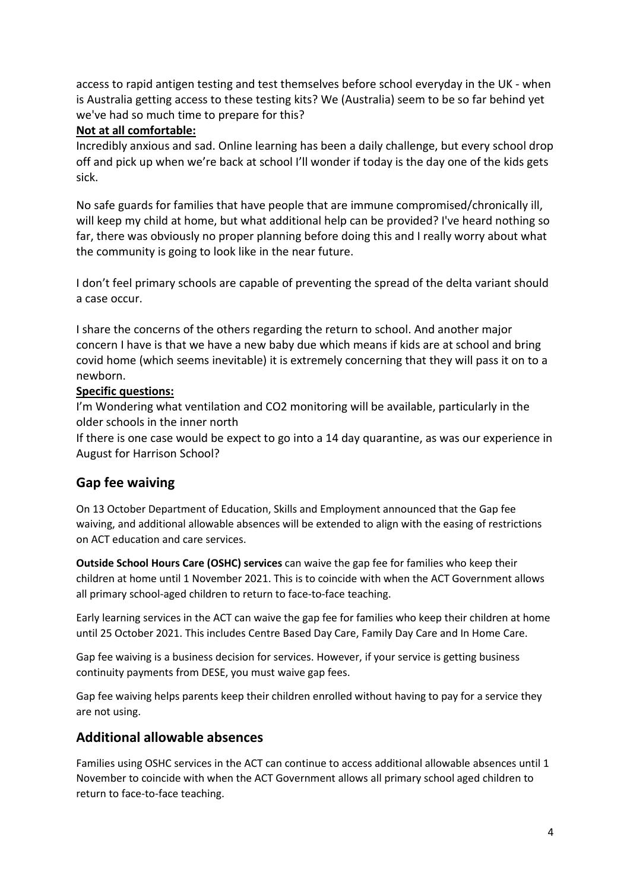access to rapid antigen testing and test themselves before school everyday in the UK - when is Australia getting access to these testing kits? We (Australia) seem to be so far behind yet we've had so much time to prepare for this?

**Not at all comfortable:**

Incredibly anxious and sad. Online learning has been a daily challenge, but every school drop off and pick up when we're back at school I'll wonder if today is the day one of the kids gets sick.

No safe guards for families that have people that are immune compromised/chronically ill, will keep my child at home, but what additional help can be provided? I've heard nothing so far, there was obviously no proper planning before doing this and I really worry about what the community is going to look like in the near future.

I don't feel primary schools are capable of preventing the spread of the delta variant should a case occur.

I share the concerns of the others regarding the return to school. And another major concern I have is that we have a new baby due which means if kids are at school and bring covid home (which seems inevitable) it is extremely concerning that they will pass it on to a newborn.

**Specific questions:**

I'm Wondering what ventilation and CO2 monitoring will be available, particularly in the older schools in the inner north

If there is one case would be expect to go into a 14 day quarantine, as was our experience in August for Harrison School?

## Gap fee waiving

On 13 October Department of Education, Skills and Employment announced that the Gap fee waiving, and additional allowable absences will be extended to align with the easing of restrictions on ACT education and care services.

**Outside School Hours Care (OSHC) services** can waive the gap fee for families who keep their children at home until 1 November 2021. This is to coincide with when the ACT Government allows all primary school-aged children to return to face-to-face teaching.

Early learning services in the ACT can waive the gap fee for families who keep their children at home until 25 October 2021. This includes Centre Based Day Care, Family Day Care and In Home Care.

Gap fee waiving is a business decision for services. However, if your service is getting business continuity payments from DESE, you must waive gap fees.

Gap fee waiving helps parents keep their children enrolled without having to pay for a service they are not using.

## Additional allowable absences

Families using OSHC services in the ACT can continue to access additional allowable absences until 1 November to coincide with when the ACT Government allows all primary school aged children to return to face-to-face teaching.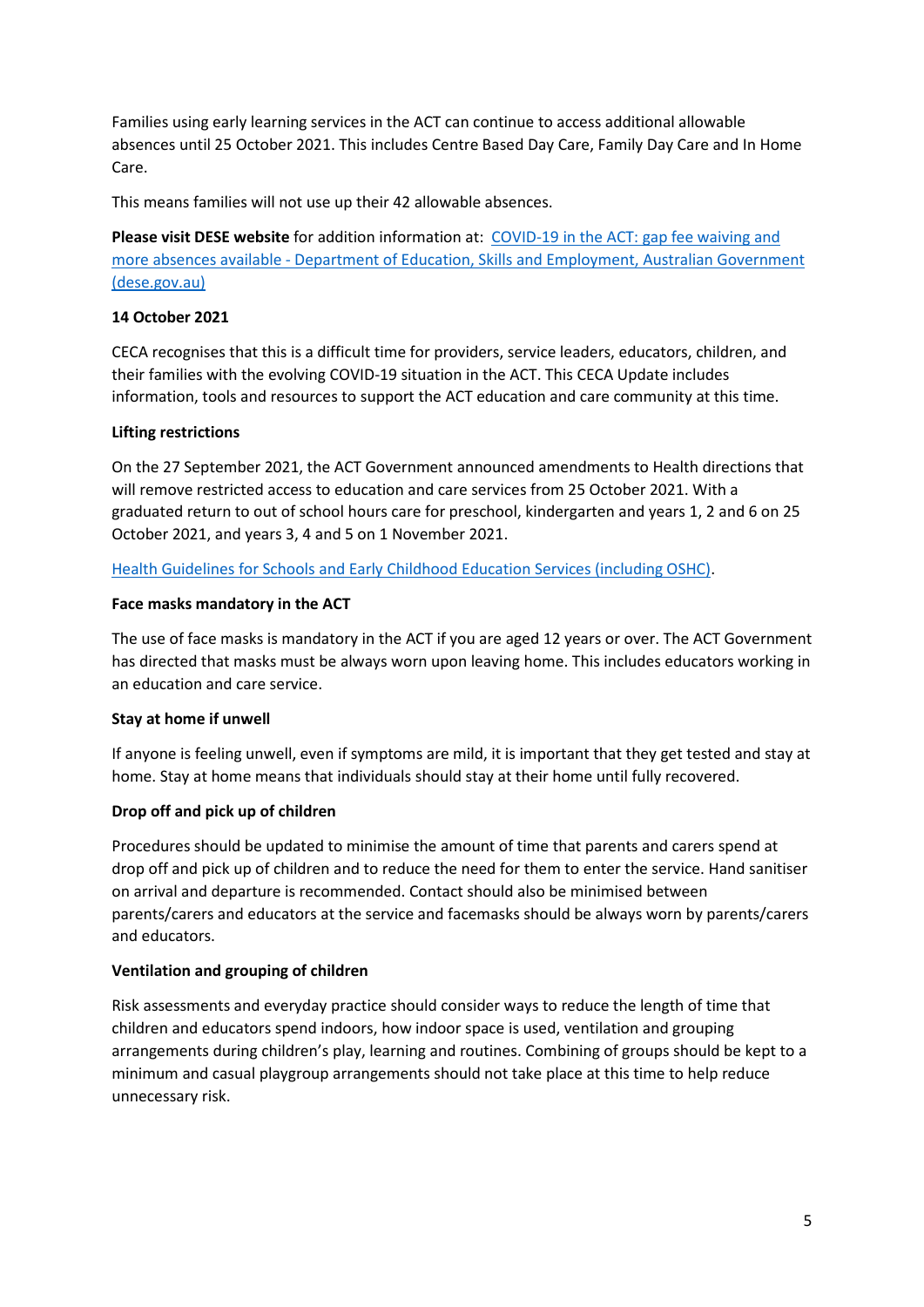Families using early learning services in the ACT can continue to access additional allowable absences until 25 October 2021. This includes Centre Based Day Care, Family Day Care and In Home Care.

This means families will not use up their 42 allowable absences.

**Please visit DESE website** for addition information at: [COVID-19 in the ACT: gap fee waiving and more absences available - Department of Education, Skills and Employment, Australian Government (dese.gov.au)]()

**14 October 2021**

CECA recognises that this is a difficult time for providers, service leaders, educators, children, and their families with the evolving COVID-19 situation in the ACT. This CECA Update includes information, tools and resources to support the ACT education and care community at this time.

**Lifting restrictions**

On the 27 September 2021, the ACT Government announced amendments to Health directions that will remove restricted access to education and care services from 25 October 2021. With a graduated return to out of school hours care for preschool, kindergarten and years 1, 2 and 6 on 25 October 2021, and years 3, 4 and 5 on 1 November 2021.

[Health Guidelines for Schools and Early Childhood Education Services (including OSHC)]().

**Face masks mandatory in the ACT**

The use of face masks is mandatory in the ACT if you are aged 12 years or over. The ACT Government has directed that masks must be always worn upon leaving home. This includes educators working in an education and care service.

**Stay at home if unwell**

If anyone is feeling unwell, even if symptoms are mild, it is important that they get tested and stay at home. Stay at home means that individuals should stay at their home until fully recovered.

**Drop off and pick up of children**

Procedures should be updated to minimise the amount of time that parents and carers spend at drop off and pick up of children and to reduce the need for them to enter the service. Hand sanitiser on arrival and departure is recommended. Contact should also be minimised between parents/carers and educators at the service and facemasks should be always worn by parents/carers and educators.

**Ventilation and grouping of children**

Risk assessments and everyday practice should consider ways to reduce the length of time that children and educators spend indoors, how indoor space is used, ventilation and grouping arrangements during children's play, learning and routines. Combining of groups should be kept to a minimum and casual playgroup arrangements should not take place at this time to help reduce unnecessary risk.